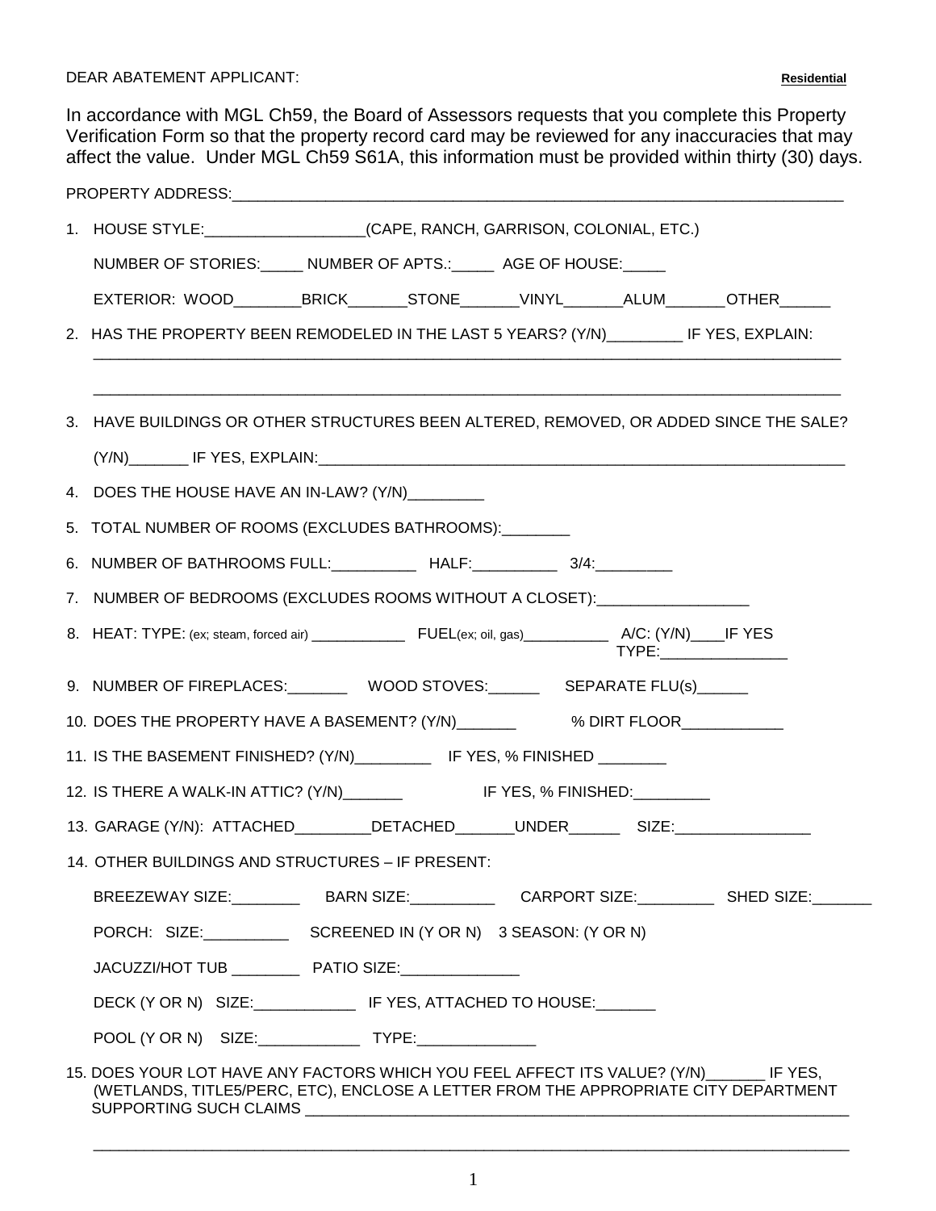DEAR ABATEMENT APPLICANT: **Residential**

In accordance with MGL Ch59, the Board of Assessors requests that you complete this Property Verification Form so that the property record card may be reviewed for any inaccuracies that may affect the value. Under MGL Ch59 S61A, this information must be provided within thirty (30) days.

PROPERTY ADDRESS:___________________________________________________________________________

1. HOUSE STYLE:__________________(CAPE, RANCH, GARRISON, COLONIAL, ETC.)

   NUMBER OF STORIES:_____ NUMBER OF APTS.:_____ AGE OF HOUSE:_____

   EXTERIOR: WOOD________BRICK_______STONE_______VINYL_______ALUM_______OTHER______

2. HAS THE PROPERTY BEEN REMODELED IN THE LAST 5 YEARS? (Y/N)_________ IF YES, EXPLAIN:
   ___________________________________________________________________________________________

   ___________________________________________________________________________________________

3. HAVE BUILDINGS OR OTHER STRUCTURES BEEN ALTERED, REMOVED, OR ADDED SINCE THE SALE?

   (Y/N)_______ IF YES, EXPLAIN:___________________________________________________________________

4. DOES THE HOUSE HAVE AN IN-LAW? (Y/N)_________

5. TOTAL NUMBER OF ROOMS (EXCLUDES BATHROOMS):________

6. NUMBER OF BATHROOMS FULL:__________ HALF:__________ 3/4:_________

7. NUMBER OF BEDROOMS (EXCLUDES ROOMS WITHOUT A CLOSET):_________________

8. HEAT: TYPE: (ex; steam, forced air) ____________ FUEL(ex; oil, gas)__________ A/C: (Y/N)____IF YES TYPE:_______________

9. NUMBER OF FIREPLACES:_______ WOOD STOVES:______ SEPARATE FLU(s)______

10. DOES THE PROPERTY HAVE A BASEMENT? (Y/N)_______ % DIRT FLOOR____________

11. IS THE BASEMENT FINISHED? (Y/N)_________ IF YES, % FINISHED ________

12. IS THERE A WALK-IN ATTIC? (Y/N)_______ IF YES, % FINISHED:_________

13. GARAGE (Y/N): ATTACHED_________DETACHED_______UNDER______ SIZE:________________

14. OTHER BUILDINGS AND STRUCTURES – IF PRESENT:

    BREEZEWAY SIZE:________ BARN SIZE:__________ CARPORT SIZE:_________ SHED SIZE:_______

    PORCH: SIZE:__________ SCREENED IN (Y OR N) 3 SEASON: (Y OR N)

    JACUZZI/HOT TUB ________ PATIO SIZE:______________

    DECK (Y OR N) SIZE:____________ IF YES, ATTACHED TO HOUSE:_______

    POOL (Y OR N) SIZE:____________ TYPE:______________

15. DOES YOUR LOT HAVE ANY FACTORS WHICH YOU FEEL AFFECT ITS VALUE? (Y/N)_______ IF YES, (WETLANDS, TITLE5/PERC, ETC), ENCLOSE A LETTER FROM THE APPROPRIATE CITY DEPARTMENT SUPPORTING SUCH CLAIMS ____________________________________________________________________

    ___________________________________________________________________________________________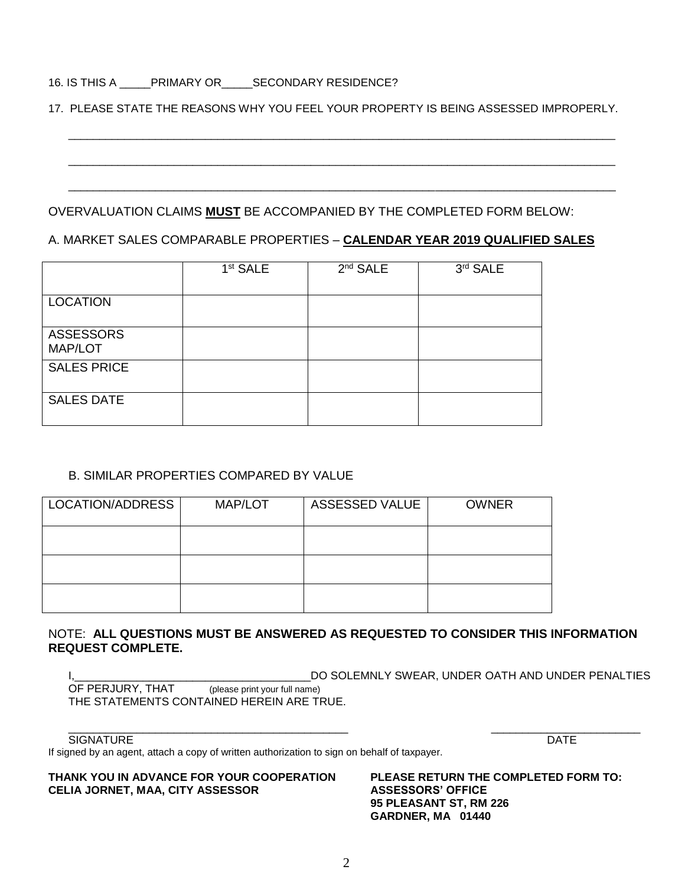16. IS THIS A _____PRIMARY OR_____SECONDARY RESIDENCE?

17. PLEASE STATE THE REASONS WHY YOU FEEL YOUR PROPERTY IS BEING ASSESSED IMPROPERLY.

_______________________________________________________________________________________

_______________________________________________________________________________________

_______________________________________________________________________________________

OVERVALUATION CLAIMS **MUST** BE ACCOMPANIED BY THE COMPLETED FORM BELOW:

A. MARKET SALES COMPARABLE PROPERTIES – **CALENDAR YEAR 2019 QUALIFIED SALES**

| | 1st SALE | 2nd SALE | 3rd SALE |
|---|---|---|---|
| LOCATION | | | |
| ASSESSORS MAP/LOT | | | |
| SALES PRICE | | | |
| SALES DATE | | | |

B. SIMILAR PROPERTIES COMPARED BY VALUE

| LOCATION/ADDRESS | MAP/LOT | ASSESSED VALUE | OWNER |
|---|---|---|---|
| | | | |
| | | | |
| | | | |

NOTE: **ALL QUESTIONS MUST BE ANSWERED AS REQUESTED TO CONSIDER THIS INFORMATION REQUEST COMPLETE.**

I,_______________________________________DO SOLEMNLY SWEAR, UNDER OATH AND UNDER PENALTIES OF PERJURY, THAT (please print your full name) THE STATEMENTS CONTAINED HEREIN ARE TRUE.

_______________________________________________ _________________________

SIGNATURE DATE

If signed by an agent, attach a copy of written authorization to sign on behalf of taxpayer.

**THANK YOU IN ADVANCE FOR YOUR COOPERATION**
**CELIA JORNET, MAA, CITY ASSESSOR**

**PLEASE RETURN THE COMPLETED FORM TO:**
**ASSESSORS' OFFICE**
**95 PLEASANT ST, RM 226**
**GARDNER, MA 01440**